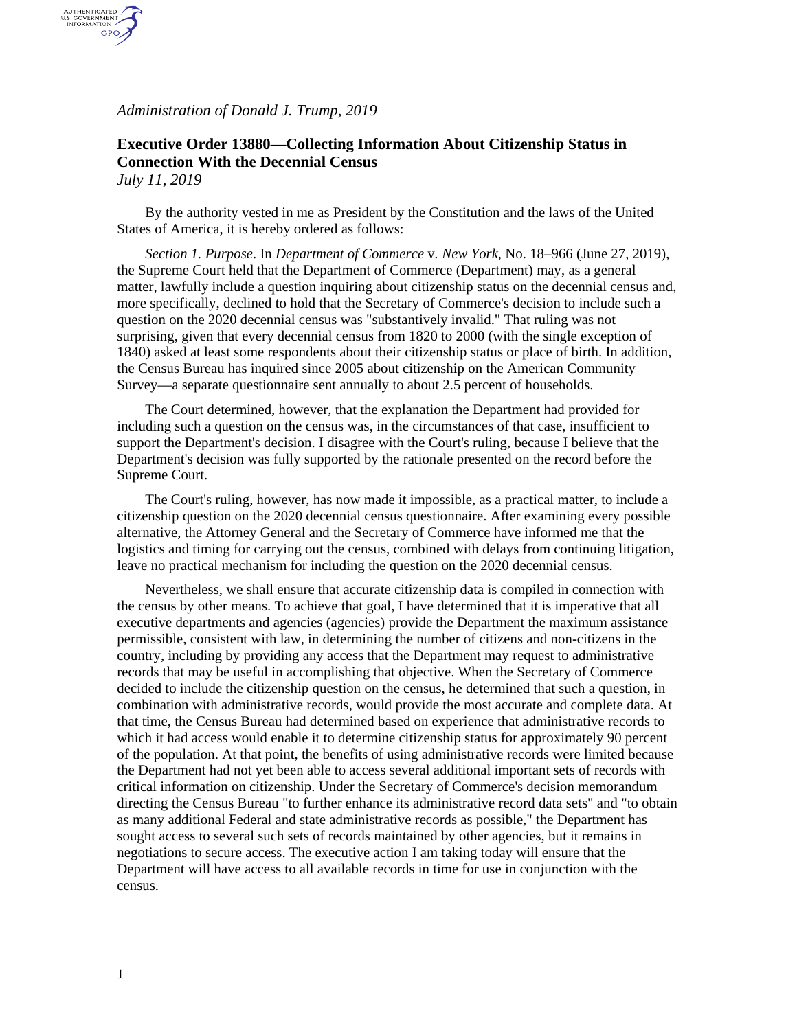*Administration of Donald J. Trump, 2019*

## Executive Order 13880—Collecting Information About Citizenship Status in Connection With the Decennial Census

*July 11, 2019*

By the authority vested in me as President by the Constitution and the laws of the United States of America, it is hereby ordered as follows:

*Section 1. Purpose*. In *Department of Commerce* v. *New York*, No. 18–966 (June 27, 2019), the Supreme Court held that the Department of Commerce (Department) may, as a general matter, lawfully include a question inquiring about citizenship status on the decennial census and, more specifically, declined to hold that the Secretary of Commerce's decision to include such a question on the 2020 decennial census was "substantively invalid." That ruling was not surprising, given that every decennial census from 1820 to 2000 (with the single exception of 1840) asked at least some respondents about their citizenship status or place of birth. In addition, the Census Bureau has inquired since 2005 about citizenship on the American Community Survey—a separate questionnaire sent annually to about 2.5 percent of households.

The Court determined, however, that the explanation the Department had provided for including such a question on the census was, in the circumstances of that case, insufficient to support the Department's decision. I disagree with the Court's ruling, because I believe that the Department's decision was fully supported by the rationale presented on the record before the Supreme Court.

The Court's ruling, however, has now made it impossible, as a practical matter, to include a citizenship question on the 2020 decennial census questionnaire. After examining every possible alternative, the Attorney General and the Secretary of Commerce have informed me that the logistics and timing for carrying out the census, combined with delays from continuing litigation, leave no practical mechanism for including the question on the 2020 decennial census.

Nevertheless, we shall ensure that accurate citizenship data is compiled in connection with the census by other means. To achieve that goal, I have determined that it is imperative that all executive departments and agencies (agencies) provide the Department the maximum assistance permissible, consistent with law, in determining the number of citizens and non-citizens in the country, including by providing any access that the Department may request to administrative records that may be useful in accomplishing that objective. When the Secretary of Commerce decided to include the citizenship question on the census, he determined that such a question, in combination with administrative records, would provide the most accurate and complete data. At that time, the Census Bureau had determined based on experience that administrative records to which it had access would enable it to determine citizenship status for approximately 90 percent of the population. At that point, the benefits of using administrative records were limited because the Department had not yet been able to access several additional important sets of records with critical information on citizenship. Under the Secretary of Commerce's decision memorandum directing the Census Bureau "to further enhance its administrative record data sets" and "to obtain as many additional Federal and state administrative records as possible," the Department has sought access to several such sets of records maintained by other agencies, but it remains in negotiations to secure access. The executive action I am taking today will ensure that the Department will have access to all available records in time for use in conjunction with the census.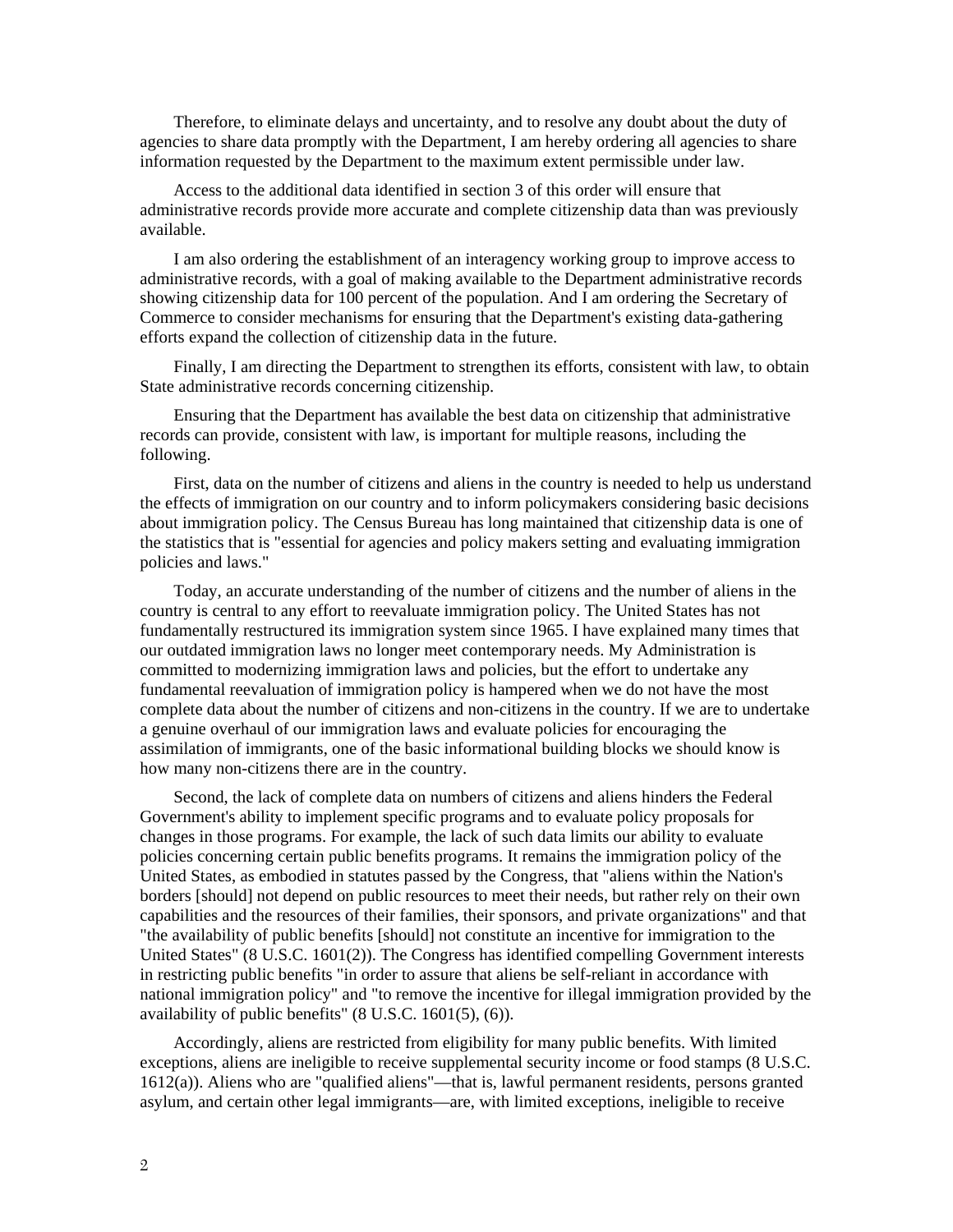Therefore, to eliminate delays and uncertainty, and to resolve any doubt about the duty of agencies to share data promptly with the Department, I am hereby ordering all agencies to share information requested by the Department to the maximum extent permissible under law.

Access to the additional data identified in section 3 of this order will ensure that administrative records provide more accurate and complete citizenship data than was previously available.

I am also ordering the establishment of an interagency working group to improve access to administrative records, with a goal of making available to the Department administrative records showing citizenship data for 100 percent of the population. And I am ordering the Secretary of Commerce to consider mechanisms for ensuring that the Department's existing data-gathering efforts expand the collection of citizenship data in the future.

Finally, I am directing the Department to strengthen its efforts, consistent with law, to obtain State administrative records concerning citizenship.

Ensuring that the Department has available the best data on citizenship that administrative records can provide, consistent with law, is important for multiple reasons, including the following.

First, data on the number of citizens and aliens in the country is needed to help us understand the effects of immigration on our country and to inform policymakers considering basic decisions about immigration policy. The Census Bureau has long maintained that citizenship data is one of the statistics that is "essential for agencies and policy makers setting and evaluating immigration policies and laws."

Today, an accurate understanding of the number of citizens and the number of aliens in the country is central to any effort to reevaluate immigration policy. The United States has not fundamentally restructured its immigration system since 1965. I have explained many times that our outdated immigration laws no longer meet contemporary needs. My Administration is committed to modernizing immigration laws and policies, but the effort to undertake any fundamental reevaluation of immigration policy is hampered when we do not have the most complete data about the number of citizens and non-citizens in the country. If we are to undertake a genuine overhaul of our immigration laws and evaluate policies for encouraging the assimilation of immigrants, one of the basic informational building blocks we should know is how many non-citizens there are in the country.

Second, the lack of complete data on numbers of citizens and aliens hinders the Federal Government's ability to implement specific programs and to evaluate policy proposals for changes in those programs. For example, the lack of such data limits our ability to evaluate policies concerning certain public benefits programs. It remains the immigration policy of the United States, as embodied in statutes passed by the Congress, that "aliens within the Nation's borders [should] not depend on public resources to meet their needs, but rather rely on their own capabilities and the resources of their families, their sponsors, and private organizations" and that "the availability of public benefits [should] not constitute an incentive for immigration to the United States" (8 U.S.C. 1601(2)). The Congress has identified compelling Government interests in restricting public benefits "in order to assure that aliens be self-reliant in accordance with national immigration policy" and "to remove the incentive for illegal immigration provided by the availability of public benefits" (8 U.S.C. 1601(5), (6)).

Accordingly, aliens are restricted from eligibility for many public benefits. With limited exceptions, aliens are ineligible to receive supplemental security income or food stamps (8 U.S.C. 1612(a)). Aliens who are "qualified aliens"—that is, lawful permanent residents, persons granted asylum, and certain other legal immigrants—are, with limited exceptions, ineligible to receive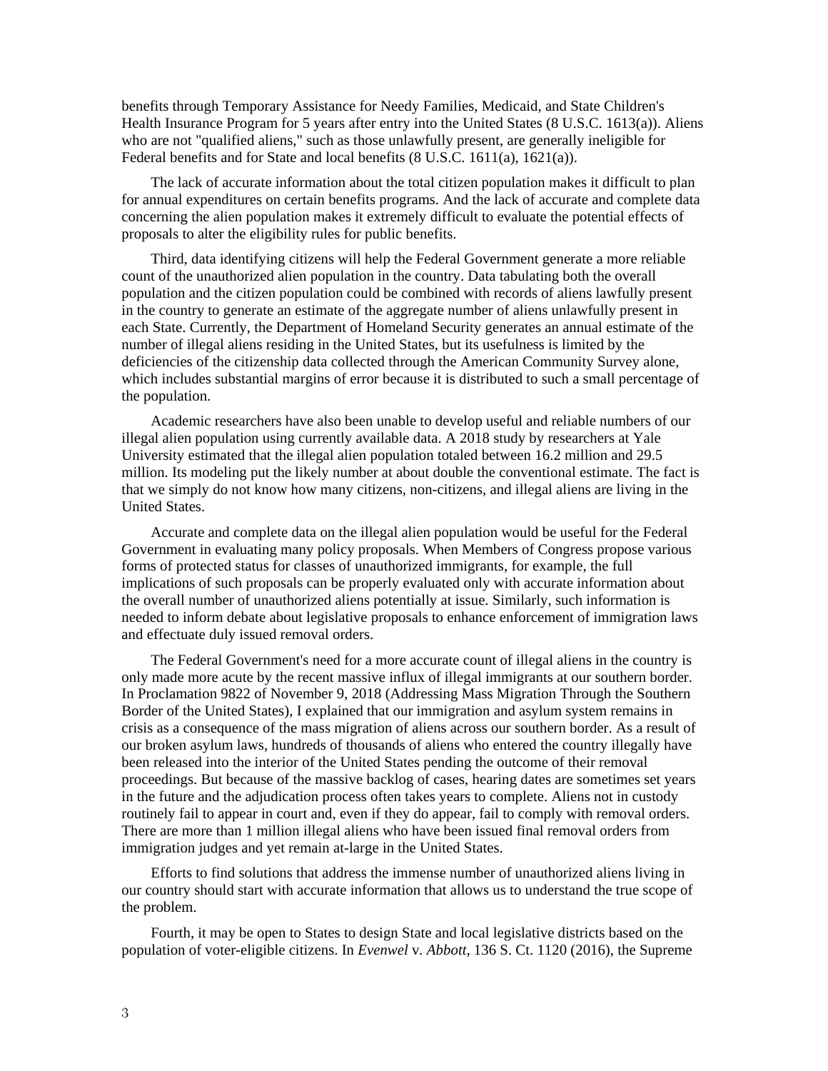benefits through Temporary Assistance for Needy Families, Medicaid, and State Children's Health Insurance Program for 5 years after entry into the United States (8 U.S.C. 1613(a)). Aliens who are not "qualified aliens," such as those unlawfully present, are generally ineligible for Federal benefits and for State and local benefits (8 U.S.C. 1611(a), 1621(a)).

The lack of accurate information about the total citizen population makes it difficult to plan for annual expenditures on certain benefits programs. And the lack of accurate and complete data concerning the alien population makes it extremely difficult to evaluate the potential effects of proposals to alter the eligibility rules for public benefits.

Third, data identifying citizens will help the Federal Government generate a more reliable count of the unauthorized alien population in the country. Data tabulating both the overall population and the citizen population could be combined with records of aliens lawfully present in the country to generate an estimate of the aggregate number of aliens unlawfully present in each State. Currently, the Department of Homeland Security generates an annual estimate of the number of illegal aliens residing in the United States, but its usefulness is limited by the deficiencies of the citizenship data collected through the American Community Survey alone, which includes substantial margins of error because it is distributed to such a small percentage of the population.

Academic researchers have also been unable to develop useful and reliable numbers of our illegal alien population using currently available data. A 2018 study by researchers at Yale University estimated that the illegal alien population totaled between 16.2 million and 29.5 million. Its modeling put the likely number at about double the conventional estimate. The fact is that we simply do not know how many citizens, non-citizens, and illegal aliens are living in the United States.

Accurate and complete data on the illegal alien population would be useful for the Federal Government in evaluating many policy proposals. When Members of Congress propose various forms of protected status for classes of unauthorized immigrants, for example, the full implications of such proposals can be properly evaluated only with accurate information about the overall number of unauthorized aliens potentially at issue. Similarly, such information is needed to inform debate about legislative proposals to enhance enforcement of immigration laws and effectuate duly issued removal orders.

The Federal Government's need for a more accurate count of illegal aliens in the country is only made more acute by the recent massive influx of illegal immigrants at our southern border. In Proclamation 9822 of November 9, 2018 (Addressing Mass Migration Through the Southern Border of the United States), I explained that our immigration and asylum system remains in crisis as a consequence of the mass migration of aliens across our southern border. As a result of our broken asylum laws, hundreds of thousands of aliens who entered the country illegally have been released into the interior of the United States pending the outcome of their removal proceedings. But because of the massive backlog of cases, hearing dates are sometimes set years in the future and the adjudication process often takes years to complete. Aliens not in custody routinely fail to appear in court and, even if they do appear, fail to comply with removal orders. There are more than 1 million illegal aliens who have been issued final removal orders from immigration judges and yet remain at-large in the United States.

Efforts to find solutions that address the immense number of unauthorized aliens living in our country should start with accurate information that allows us to understand the true scope of the problem.

Fourth, it may be open to States to design State and local legislative districts based on the population of voter-eligible citizens. In *Evenwel* v. *Abbott*, 136 S. Ct. 1120 (2016), the Supreme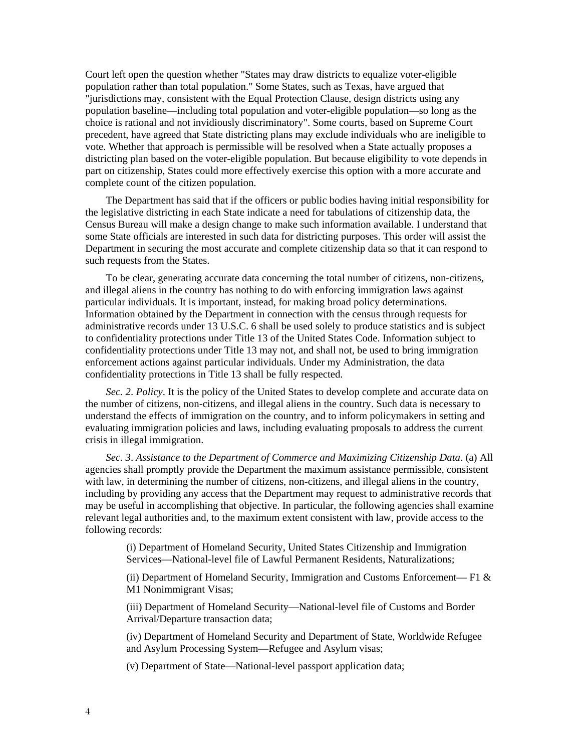Court left open the question whether "States may draw districts to equalize voter-eligible population rather than total population." Some States, such as Texas, have argued that "jurisdictions may, consistent with the Equal Protection Clause, design districts using any population baseline—including total population and voter-eligible population—so long as the choice is rational and not invidiously discriminatory". Some courts, based on Supreme Court precedent, have agreed that State districting plans may exclude individuals who are ineligible to vote. Whether that approach is permissible will be resolved when a State actually proposes a districting plan based on the voter-eligible population. But because eligibility to vote depends in part on citizenship, States could more effectively exercise this option with a more accurate and complete count of the citizen population.

The Department has said that if the officers or public bodies having initial responsibility for the legislative districting in each State indicate a need for tabulations of citizenship data, the Census Bureau will make a design change to make such information available. I understand that some State officials are interested in such data for districting purposes. This order will assist the Department in securing the most accurate and complete citizenship data so that it can respond to such requests from the States.

To be clear, generating accurate data concerning the total number of citizens, non-citizens, and illegal aliens in the country has nothing to do with enforcing immigration laws against particular individuals. It is important, instead, for making broad policy determinations. Information obtained by the Department in connection with the census through requests for administrative records under 13 U.S.C. 6 shall be used solely to produce statistics and is subject to confidentiality protections under Title 13 of the United States Code. Information subject to confidentiality protections under Title 13 may not, and shall not, be used to bring immigration enforcement actions against particular individuals. Under my Administration, the data confidentiality protections in Title 13 shall be fully respected.

*Sec. 2*. *Policy*. It is the policy of the United States to develop complete and accurate data on the number of citizens, non-citizens, and illegal aliens in the country. Such data is necessary to understand the effects of immigration on the country, and to inform policymakers in setting and evaluating immigration policies and laws, including evaluating proposals to address the current crisis in illegal immigration.

*Sec. 3*. *Assistance to the Department of Commerce and Maximizing Citizenship Data*. (a) All agencies shall promptly provide the Department the maximum assistance permissible, consistent with law, in determining the number of citizens, non-citizens, and illegal aliens in the country, including by providing any access that the Department may request to administrative records that may be useful in accomplishing that objective. In particular, the following agencies shall examine relevant legal authorities and, to the maximum extent consistent with law, provide access to the following records:

(i) Department of Homeland Security, United States Citizenship and Immigration Services—National-level file of Lawful Permanent Residents, Naturalizations;

(ii) Department of Homeland Security, Immigration and Customs Enforcement— F1 & M1 Nonimmigrant Visas;

(iii) Department of Homeland Security—National-level file of Customs and Border Arrival/Departure transaction data;

(iv) Department of Homeland Security and Department of State, Worldwide Refugee and Asylum Processing System—Refugee and Asylum visas;

(v) Department of State—National-level passport application data;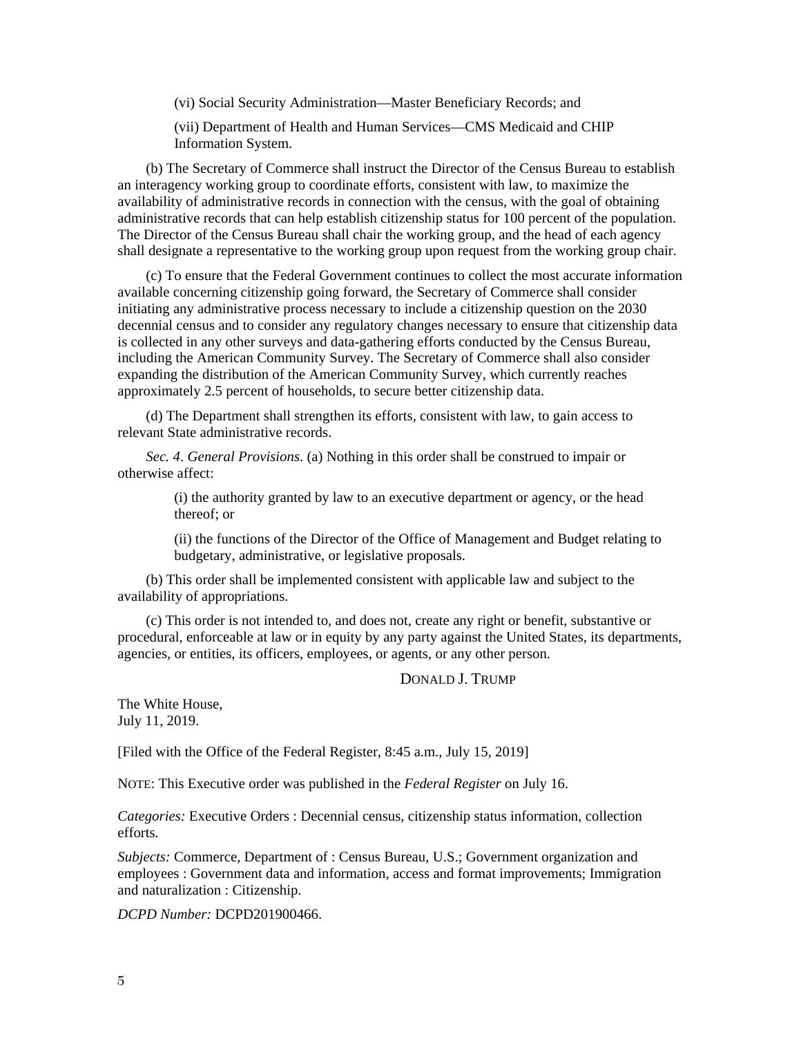(vi) Social Security Administration—Master Beneficiary Records; and

(vii) Department of Health and Human Services—CMS Medicaid and CHIP Information System.

(b) The Secretary of Commerce shall instruct the Director of the Census Bureau to establish an interagency working group to coordinate efforts, consistent with law, to maximize the availability of administrative records in connection with the census, with the goal of obtaining administrative records that can help establish citizenship status for 100 percent of the population. The Director of the Census Bureau shall chair the working group, and the head of each agency shall designate a representative to the working group upon request from the working group chair.

(c) To ensure that the Federal Government continues to collect the most accurate information available concerning citizenship going forward, the Secretary of Commerce shall consider initiating any administrative process necessary to include a citizenship question on the 2030 decennial census and to consider any regulatory changes necessary to ensure that citizenship data is collected in any other surveys and data-gathering efforts conducted by the Census Bureau, including the American Community Survey. The Secretary of Commerce shall also consider expanding the distribution of the American Community Survey, which currently reaches approximately 2.5 percent of households, to secure better citizenship data.

(d) The Department shall strengthen its efforts, consistent with law, to gain access to relevant State administrative records.

*Sec. 4*. *General Provisions*. (a) Nothing in this order shall be construed to impair or otherwise affect:

(i) the authority granted by law to an executive department or agency, or the head thereof; or

(ii) the functions of the Director of the Office of Management and Budget relating to budgetary, administrative, or legislative proposals.

(b) This order shall be implemented consistent with applicable law and subject to the availability of appropriations.

(c) This order is not intended to, and does not, create any right or benefit, substantive or procedural, enforceable at law or in equity by any party against the United States, its departments, agencies, or entities, its officers, employees, or agents, or any other person.

DONALD J. TRUMP

The White House,
July 11, 2019.

[Filed with the Office of the Federal Register, 8:45 a.m., July 15, 2019]

NOTE: This Executive order was published in the *Federal Register* on July 16.

*Categories:* Executive Orders : Decennial census, citizenship status information, collection efforts.

*Subjects:* Commerce, Department of : Census Bureau, U.S.; Government organization and employees : Government data and information, access and format improvements; Immigration and naturalization : Citizenship.

*DCPD Number:* DCPD201900466.